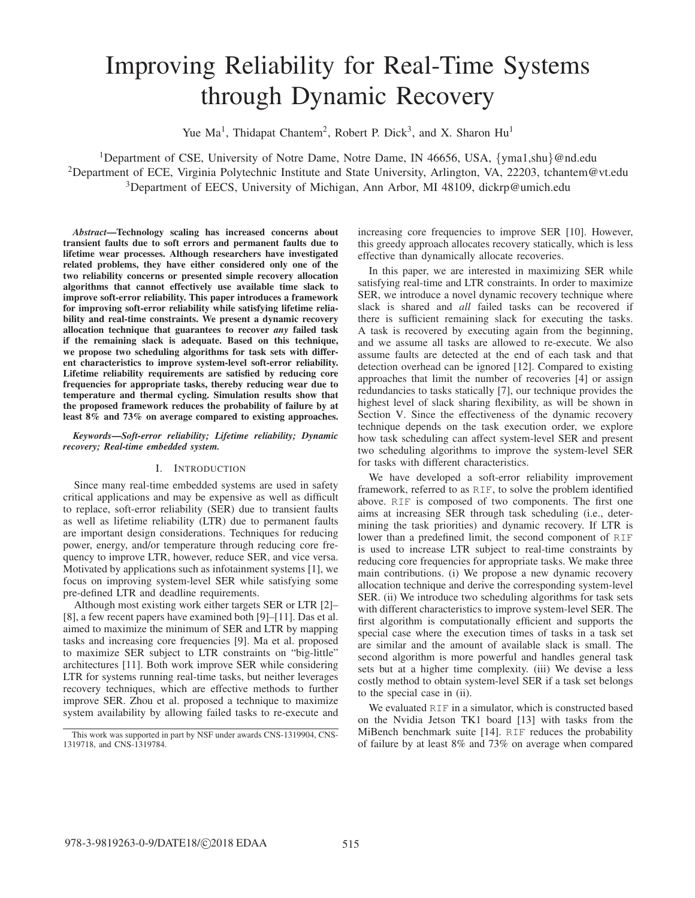# Improving Reliability for Real-Time Systems through Dynamic Recovery

Yue Ma[1], Thidapat Chantem[2], Robert P. Dick[3], and X. Sharon Hu[1]

[1]Department of CSE, University of Notre Dame, Notre Dame, IN 46656, USA, {yma1,shu}@nd.edu
[2]Department of ECE, Virginia Polytechnic Institute and State University, Arlington, VA, 22203, tchantem@vt.edu
[3]Department of EECS, University of Michigan, Ann Arbor, MI 48109, dickrp@umich.edu

***Abstract*—Technology scaling has increased concerns about transient faults due to soft errors and permanent faults due to lifetime wear processes. Although researchers have investigated related problems, they have either considered only one of the two reliability concerns or presented simple recovery allocation algorithms that cannot effectively use available time slack to improve soft-error reliability. This paper introduces a framework for improving soft-error reliability while satisfying lifetime reliability and real-time constraints. We present a dynamic recovery allocation technique that guarantees to recover *any* failed task if the remaining slack is adequate. Based on this technique, we propose two scheduling algorithms for task sets with different characteristics to improve system-level soft-error reliability. Lifetime reliability requirements are satisfied by reducing core frequencies for appropriate tasks, thereby reducing wear due to temperature and thermal cycling. Simulation results show that the proposed framework reduces the probability of failure by at least 8% and 73% on average compared to existing approaches.**

***Keywords*—Soft-error reliability; Lifetime reliability; Dynamic recovery; Real-time embedded system.**

## I. Introduction

Since many real-time embedded systems are used in safety critical applications and may be expensive as well as difficult to replace, soft-error reliability (SER) due to transient faults as well as lifetime reliability (LTR) due to permanent faults are important design considerations. Techniques for reducing power, energy, and/or temperature through reducing core frequency to improve LTR, however, reduce SER, and vice versa. Motivated by applications such as infotainment systems [1], we focus on improving system-level SER while satisfying some pre-defined LTR and deadline requirements.

Although most existing work either targets SER or LTR [2]–[8], a few recent papers have examined both [9]–[11]. Das et al. aimed to maximize the minimum of SER and LTR by mapping tasks and increasing core frequencies [9]. Ma et al. proposed to maximize SER subject to LTR constraints on "big-little" architectures [11]. Both work improve SER while considering LTR for systems running real-time tasks, but neither leverages recovery techniques, which are effective methods to further improve SER. Zhou et al. proposed a technique to maximize system availability by allowing failed tasks to re-execute and increasing core frequencies to improve SER [10]. However, this greedy approach allocates recovery statically, which is less effective than dynamically allocate recoveries.

In this paper, we are interested in maximizing SER while satisfying real-time and LTR constraints. In order to maximize SER, we introduce a novel dynamic recovery technique where slack is shared and *all* failed tasks can be recovered if there is sufficient remaining slack for executing the tasks. A task is recovered by executing again from the beginning, and we assume all tasks are allowed to re-execute. We also assume faults are detected at the end of each task and that detection overhead can be ignored [12]. Compared to existing approaches that limit the number of recoveries [4] or assign redundancies to tasks statically [7], our technique provides the highest level of slack sharing flexibility, as will be shown in Section V. Since the effectiveness of the dynamic recovery technique depends on the task execution order, we explore how task scheduling can affect system-level SER and present two scheduling algorithms to improve the system-level SER for tasks with different characteristics.

We have developed a soft-error reliability improvement framework, referred to as `RIF`, to solve the problem identified above. `RIF` is composed of two components. The first one aims at increasing SER through task scheduling (i.e., determining the task priorities) and dynamic recovery. If LTR is lower than a predefined limit, the second component of `RIF` is used to increase LTR subject to real-time constraints by reducing core frequencies for appropriate tasks. We make three main contributions. (i) We propose a new dynamic recovery allocation technique and derive the corresponding system-level SER. (ii) We introduce two scheduling algorithms for task sets with different characteristics to improve system-level SER. The first algorithm is computationally efficient and supports the special case where the execution times of tasks in a task set are similar and the amount of available slack is small. The second algorithm is more powerful and handles general task sets but at a higher time complexity. (iii) We devise a less costly method to obtain system-level SER if a task set belongs to the special case in (ii).

We evaluated `RIF` in a simulator, which is constructed based on the Nvidia Jetson TK1 board [13] with tasks from the MiBench benchmark suite [14]. `RIF` reduces the probability of failure by at least 8% and 73% on average when compared

This work was supported in part by NSF under awards CNS-1319904, CNS-1319718, and CNS-1319784.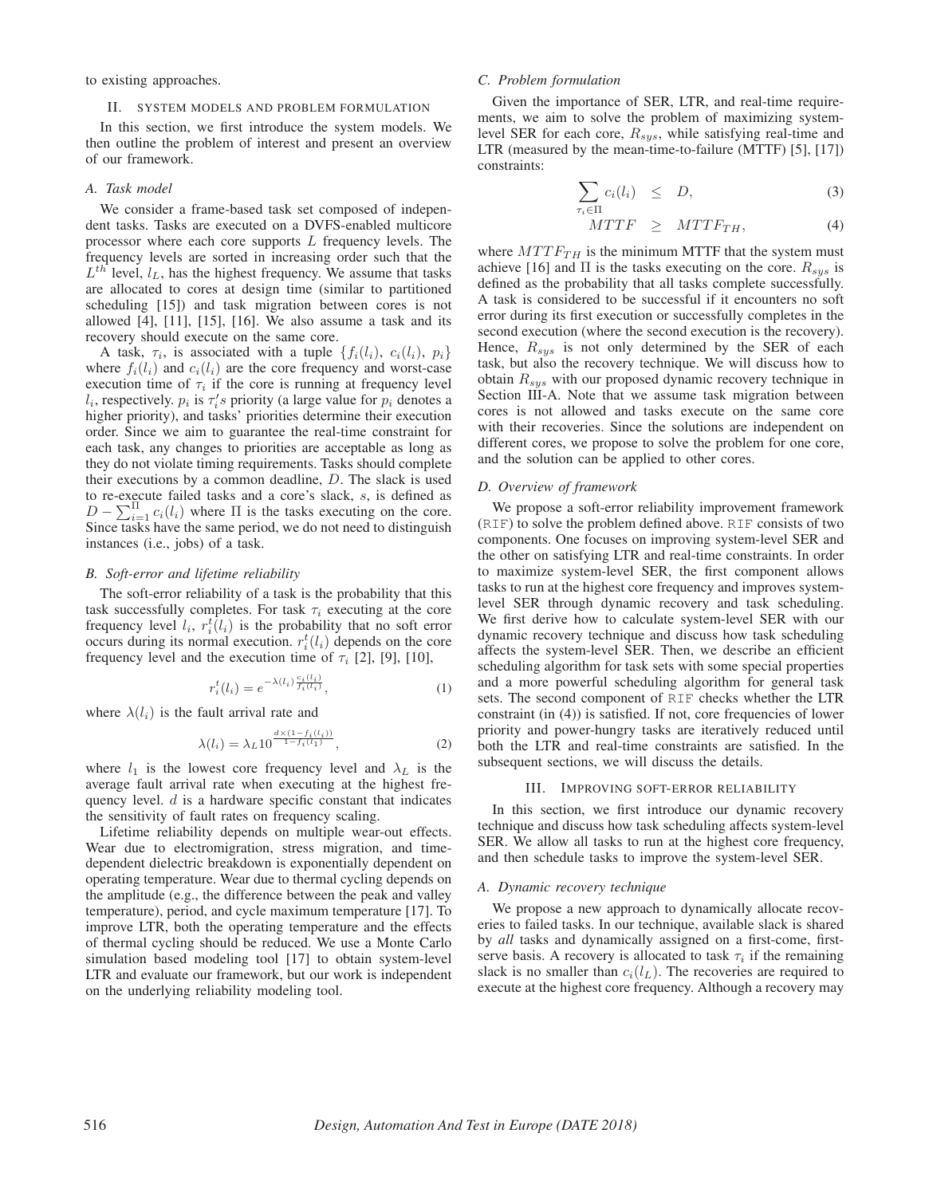to existing approaches.

## II. System models and problem formulation

In this section, we first introduce the system models. We then outline the problem of interest and present an overview of our framework.

### A. Task model

We consider a frame-based task set composed of independent tasks. Tasks are executed on a DVFS-enabled multicore processor where each core supports $L$ frequency levels. The frequency levels are sorted in increasing order such that the $L^{th}$ level, $l_L$, has the highest frequency. We assume that tasks are allocated to cores at design time (similar to partitioned scheduling [15]) and task migration between cores is not allowed [4], [11], [15], [16]. We also assume a task and its recovery should execute on the same core.

A task, $\tau_i$, is associated with a tuple $\{f_i(l_i),\ c_i(l_i),\ p_i\}$ where $f_i(l_i)$ and $c_i(l_i)$ are the core frequency and worst-case execution time of $\tau_i$ if the core is running at frequency level $l_i$, respectively. $p_i$ is $\tau_i' s$ priority (a large value for $p_i$ denotes a higher priority), and tasks' priorities determine their execution order. Since we aim to guarantee the real-time constraint for each task, any changes to priorities are acceptable as long as they do not violate timing requirements. Tasks should complete their executions by a common deadline, $D$. The slack is used to re-execute failed tasks and a core's slack, $s$, is defined as $D - \sum_{i=1}^{\Pi} c_i(l_i)$ where $\Pi$ is the tasks executing on the core. Since tasks have the same period, we do not need to distinguish instances (i.e., jobs) of a task.

### B. Soft-error and lifetime reliability

The soft-error reliability of a task is the probability that this task successfully completes. For task $\tau_i$ executing at the core frequency level $l_i$, $r_i^t(l_i)$ is the probability that no soft error occurs during its normal execution. $r_i^t(l_i)$ depends on the core frequency level and the execution time of $\tau_i$ [2], [9], [10],

$$r_i^t(l_i) = e^{-\lambda(l_i)\frac{c_i(l_i)}{f_i(l_i)}}, \tag{1}$$

where $\lambda(l_i)$ is the fault arrival rate and

$$\lambda(l_i) = \lambda_L 10^{\frac{d\times(1-f_i(l_i))}{1-f_i(l_1)}}, \tag{2}$$

where $l_1$ is the lowest core frequency level and $\lambda_L$ is the average fault arrival rate when executing at the highest frequency level. $d$ is a hardware specific constant that indicates the sensitivity of fault rates on frequency scaling.

Lifetime reliability depends on multiple wear-out effects. Wear due to electromigration, stress migration, and time-dependent dielectric breakdown is exponentially dependent on operating temperature. Wear due to thermal cycling depends on the amplitude (e.g., the difference between the peak and valley temperature), period, and cycle maximum temperature [17]. To improve LTR, both the operating temperature and the effects of thermal cycling should be reduced. We use a Monte Carlo simulation based modeling tool [17] to obtain system-level LTR and evaluate our framework, but our work is independent on the underlying reliability modeling tool.

### C. Problem formulation

Given the importance of SER, LTR, and real-time requirements, we aim to solve the problem of maximizing system-level SER for each core, $R_{sys}$, while satisfying real-time and LTR (measured by the mean-time-to-failure (MTTF) [5], [17]) constraints:

$$\sum_{\tau_i\in\Pi} c_i(l_i) \quad \leq \quad D, \tag{3}$$

$$MTTF \quad \geq \quad MTTF_{TH}, \tag{4}$$

where $MTTF_{TH}$ is the minimum MTTF that the system must achieve [16] and $\Pi$ is the tasks executing on the core. $R_{sys}$ is defined as the probability that all tasks complete successfully. A task is considered to be successful if it encounters no soft error during its first execution or successfully completes in the second execution (where the second execution is the recovery). Hence, $R_{sys}$ is not only determined by the SER of each task, but also the recovery technique. We will discuss how to obtain $R_{sys}$ with our proposed dynamic recovery technique in Section III-A. Note that we assume task migration between cores is not allowed and tasks execute on the same core with their recoveries. Since the solutions are independent on different cores, we propose to solve the problem for one core, and the solution can be applied to other cores.

### D. Overview of framework

We propose a soft-error reliability improvement framework (RIF) to solve the problem defined above. RIF consists of two components. One focuses on improving system-level SER and the other on satisfying LTR and real-time constraints. In order to maximize system-level SER, the first component allows tasks to run at the highest core frequency and improves system-level SER through dynamic recovery and task scheduling. We first derive how to calculate system-level SER with our dynamic recovery technique and discuss how task scheduling affects the system-level SER. Then, we describe an efficient scheduling algorithm for task sets with some special properties and a more powerful scheduling algorithm for general task sets. The second component of RIF checks whether the LTR constraint (in (4)) is satisfied. If not, core frequencies of lower priority and power-hungry tasks are iteratively reduced until both the LTR and real-time constraints are satisfied. In the subsequent sections, we will discuss the details.

## III. Improving soft-error reliability

In this section, we first introduce our dynamic recovery technique and discuss how task scheduling affects system-level SER. We allow all tasks to run at the highest core frequency, and then schedule tasks to improve the system-level SER.

### A. Dynamic recovery technique

We propose a new approach to dynamically allocate recoveries to failed tasks. In our technique, available slack is shared by *all* tasks and dynamically assigned on a first-come, first-serve basis. A recovery is allocated to task $\tau_i$ if the remaining slack is no smaller than $c_i(l_L)$. The recoveries are required to execute at the highest core frequency. Although a recovery may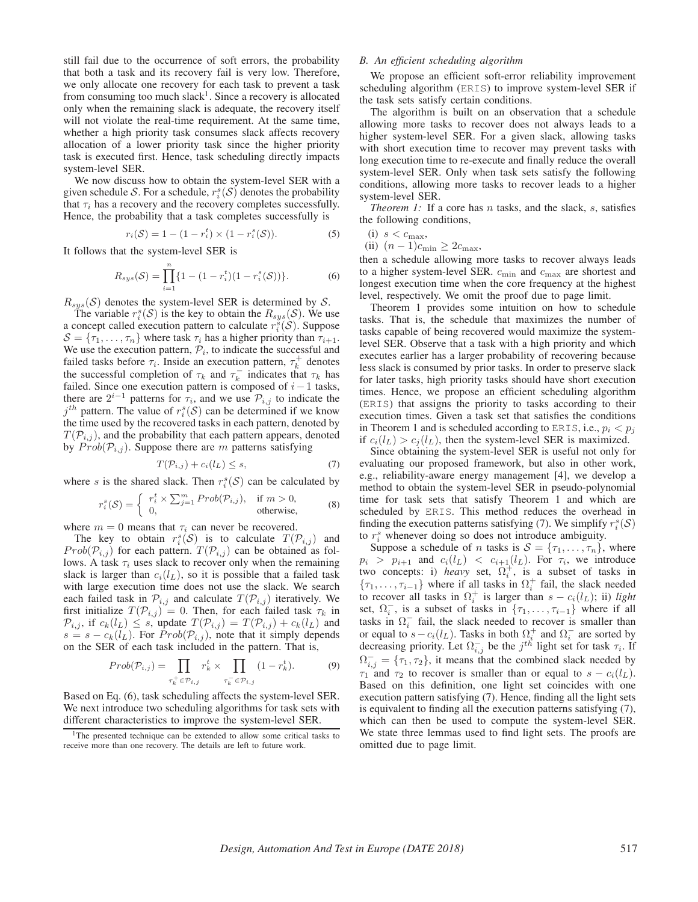still fail due to the occurrence of soft errors, the probability that both a task and its recovery fail is very low. Therefore, we only allocate one recovery for each task to prevent a task from consuming too much slack[1]. Since a recovery is allocated only when the remaining slack is adequate, the recovery itself will not violate the real-time requirement. At the same time, whether a high priority task consumes slack affects recovery allocation of a lower priority task since the higher priority task is executed first. Hence, task scheduling directly impacts system-level SER.

We now discuss how to obtain the system-level SER with a given schedule $\mathcal{S}$. For a schedule, $r_i^s(\mathcal{S})$ denotes the probability that $\tau_i$ has a recovery and the recovery completes successfully. Hence, the probability that a task completes successfully is

$$r_i(\mathcal{S}) = 1 - (1 - r_i^t) \times (1 - r_i^s(\mathcal{S})). \tag{5}$$

It follows that the system-level SER is

$$R_{sys}(\mathcal{S}) = \prod_{i=1}^{n} \{1 - (1 - r_i^t)(1 - r_i^s(\mathcal{S}))\}. \tag{6}$$

$R_{sys}(\mathcal{S})$ denotes the system-level SER is determined by $\mathcal{S}$.

The variable $r_i^s(\mathcal{S})$ is the key to obtain the $R_{sys}(\mathcal{S})$. We use a concept called execution pattern to calculate $r_i^s(\mathcal{S})$. Suppose $\mathcal{S} = \{\tau_1, \ldots, \tau_n\}$ where task $\tau_i$ has a higher priority than $\tau_{i+1}$. We use the execution pattern, $\mathcal{P}_i$, to indicate the successful and failed tasks before $\tau_i$. Inside an execution pattern, $\tau_k^+$ denotes the successful completion of $\tau_k$ and $\tau_k^-$ indicates that $\tau_k$ has failed. Since one execution pattern is composed of $i-1$ tasks, there are $2^{i-1}$ patterns for $\tau_i$, and we use $\mathcal{P}_{i,j}$ to indicate the $j^{th}$ pattern. The value of $r_i^s(\mathcal{S})$ can be determined if we know the time used by the recovered tasks in each pattern, denoted by $T(\mathcal{P}_{i,j})$, and the probability that each pattern appears, denoted by $Prob(\mathcal{P}_{i,j})$. Suppose there are $m$ patterns satisfying

$$T(\mathcal{P}_{i,j}) + c_i(l_L) \le s, \tag{7}$$

where $s$ is the shared slack. Then $r_i^s(\mathcal{S})$ can be calculated by

$$r_i^s(\mathcal{S}) = \begin{cases} r_i^t \times \sum_{j=1}^{m} Prob(\mathcal{P}_{i,j}), & \text{if } m > 0, \\ 0, & \text{otherwise,} \end{cases} \tag{8}$$

where $m = 0$ means that $\tau_i$ can never be recovered.

The key to obtain $r_i^s(\mathcal{S})$ is to calculate $T(\mathcal{P}_{i,j})$ and $Prob(\mathcal{P}_{i,j})$ for each pattern. $T(\mathcal{P}_{i,j})$ can be obtained as follows. A task $\tau_i$ uses slack to recover only when the remaining slack is larger than $c_i(l_L)$, so it is possible that a failed task with large execution time does not use the slack. We search each failed task in $\mathcal{P}_{i,j}$ and calculate $T(\mathcal{P}_{i,j})$ iteratively. We first initialize $T(\mathcal{P}_{i,j}) = 0$. Then, for each failed task $\tau_k$ in $\mathcal{P}_{i,j}$, if $c_k(l_L) \le s$, update $T(\mathcal{P}_{i,j}) = T(\mathcal{P}_{i,j}) + c_k(l_L)$ and $s = s - c_k(l_L)$. For $Prob(\mathcal{P}_{i,j})$, note that it simply depends on the SER of each task included in the pattern. That is,

$$Prob(\mathcal{P}_{i,j}) = \prod_{\tau_k^+ \in \mathcal{P}_{i,j}} r_k^t \times \prod_{\tau_k^- \in \mathcal{P}_{i,j}} (1 - r_k^t). \tag{9}$$

Based on Eq. (6), task scheduling affects the system-level SER. We next introduce two scheduling algorithms for task sets with different characteristics to improve the system-level SER.

[1]The presented technique can be extended to allow some critical tasks to receive more than one recovery. The details are left to future work.

### *B. An efficient scheduling algorithm*

We propose an efficient soft-error reliability improvement scheduling algorithm (ERIS) to improve system-level SER if the task sets satisfy certain conditions.

The algorithm is built on an observation that a schedule allowing more tasks to recover does not always leads to a higher system-level SER. For a given slack, allowing tasks with short execution time to recover may prevent tasks with long execution time to re-execute and finally reduce the overall system-level SER. Only when task sets satisfy the following conditions, allowing more tasks to recover leads to a higher system-level SER.

*Theorem 1:* If a core has $n$ tasks, and the slack, $s$, satisfies the following conditions,

(i) $s < c_{\max}$,
(ii) $(n-1)c_{\min} \ge 2c_{\max}$,

then a schedule allowing more tasks to recover always leads to a higher system-level SER. $c_{\min}$ and $c_{\max}$ are shortest and longest execution time when the core frequency at the highest level, respectively. We omit the proof due to page limit.

Theorem 1 provides some intuition on how to schedule tasks. That is, the schedule that maximizes the number of tasks capable of being recovered would maximize the system-level SER. Observe that a task with a high priority and which executes earlier has a larger probability of recovering because less slack is consumed by prior tasks. In order to preserve slack for later tasks, high priority tasks should have short execution times. Hence, we propose an efficient scheduling algorithm (ERIS) that assigns the priority to tasks according to their execution times. Given a task set that satisfies the conditions in Theorem 1 and is scheduled according to ERIS, i.e., $p_i < p_j$ if $c_i(l_L) > c_j(l_L)$, then the system-level SER is maximized.

Since obtaining the system-level SER is useful not only for evaluating our proposed framework, but also in other work, e.g., reliability-aware energy management [4], we develop a method to obtain the system-level SER in pseudo-polynomial time for task sets that satisfy Theorem 1 and which are scheduled by ERIS. This method reduces the overhead in finding the execution patterns satisfying (7). We simplify $r_i^s(\mathcal{S})$ to $r_i^s$ whenever doing so does not introduce ambiguity.

Suppose a schedule of $n$ tasks is $\mathcal{S} = \{\tau_1, \ldots, \tau_n\}$, where $p_i > p_{i+1}$ and $c_i(l_L) < c_{i+1}(l_L)$. For $\tau_i$, we introduce two concepts: i) *heavy* set, $\Omega_i^+$, is a subset of tasks in $\{\tau_1, \ldots, \tau_{i-1}\}$ where if all tasks in $\Omega_i^+$ fail, the slack needed to recover all tasks in $\Omega_i^+$ is larger than $s - c_i(l_L)$; ii) *light* set, $\Omega_i^-$, is a subset of tasks in $\{\tau_1, \ldots, \tau_{i-1}\}$ where if all tasks in $\Omega_i^-$ fail, the slack needed to recover is smaller than or equal to $s - c_i(l_L)$. Tasks in both $\Omega_i^+$ and $\Omega_i^-$ are sorted by decreasing priority. Let $\Omega_{i,j}^-$ be the $j^{th}$ light set for task $\tau_i$. If $\Omega_{i,j}^- = \{\tau_1, \tau_2\}$, it means that the combined slack needed by $\tau_1$ and $\tau_2$ to recover is smaller than or equal to $s - c_i(l_L)$. Based on this definition, one light set coincides with one execution pattern satisfying (7). Hence, finding all the light sets is equivalent to finding all the execution patterns satisfying (7), which can then be used to compute the system-level SER. We state three lemmas used to find light sets. The proofs are omitted due to page limit.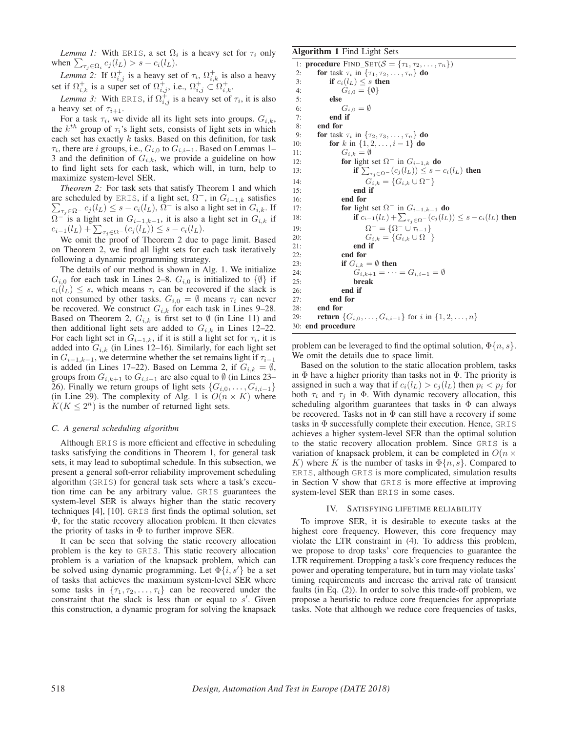*Lemma 1:* With ERIS, a set $\Omega_i$ is a heavy set for $\tau_i$ only when $\sum_{\tau_j \in \Omega_i} c_j(l_L) > s - c_i(l_L)$.

*Lemma 2:* If $\Omega^+_{i,j}$ is a heavy set of $\tau_i$, $\Omega^+_{i,k}$ is also a heavy set if $\Omega^+_{i,k}$ is a super set of $\Omega^+_{i,j}$, i.e., $\Omega^+_{i,j} \subset \Omega^+_{i,k}$.

*Lemma 3:* With ERIS, if $\Omega^+_{i,j}$ is a heavy set of $\tau_i$, it is also a heavy set of $\tau_{i+1}$.

For a task $\tau_i$, we divide all its light sets into groups. $G_{i,k}$, the $k^{th}$ group of $\tau_i$'s light sets, consists of light sets in which each set has exactly $k$ tasks. Based on this definition, for task $\tau_i$, there are $i$ groups, i.e., $G_{i,0}$ to $G_{i,i-1}$. Based on Lemmas 1–3 and the definition of $G_{i,k}$, we provide a guideline on how to find light sets for each task, which will, in turn, help to maximize system-level SER.

*Theorem 2:* For task sets that satisfy Theorem 1 and which are scheduled by ERIS, if a light set, $\Omega^-$, in $G_{i-1,k}$ satisfies $\sum_{\tau_j \in \Omega^-} c_j(l_L) \leq s - c_i(l_L)$, $\Omega^-$ is also a light set in $G_{i,k}$. If $\Omega^-$ is a light set in $G_{i-1,k-1}$, it is also a light set in $G_{i,k}$ if $c_{i-1}(l_L) + \sum_{\tau_j \in \Omega^-}(c_j(l_L)) \leq s - c_i(l_L)$.

We omit the proof of Theorem 2 due to page limit. Based on Theorem 2, we find all light sets for each task iteratively following a dynamic programming strategy.

The details of our method is shown in Alg. 1. We initialize $G_{i,0}$ for each task in Lines 2–8. $G_{i,0}$ is initialized to $\{\emptyset\}$ if $c_i(l_L) \leq s$, which means $\tau_i$ can be recovered if the slack is not consumed by other tasks. $G_{i,0} = \emptyset$ means $\tau_i$ can never be recovered. We construct $G_{i,k}$ for each task in Lines 9–28. Based on Theorem 2, $G_{i,k}$ is first set to $\emptyset$ (in Line 11) and then additional light sets are added to $G_{i,k}$ in Lines 12–22. For each light set in $G_{i-1,k}$, if it is still a light set for $\tau_i$, it is added into $G_{i,k}$ (in Lines 12–16). Similarly, for each light set in $G_{i-1,k-1}$, we determine whether the set remains light if $\tau_{i-1}$ is added (in Lines 17–22). Based on Lemma 2, if $G_{i,k} = \emptyset$, groups from $G_{i,k+1}$ to $G_{i,i-1}$ are also equal to $\emptyset$ (in Lines 23–26). Finally we return groups of light sets $\{G_{i,0}, \ldots, G_{i,i-1}\}$ (in Line 29). The complexity of Alg. 1 is $O(n \times K)$ where $K (K \leq 2^n)$ is the number of returned light sets.

**Algorithm 1** Find Light Sets

```
1:  procedure FIND_SET(S = {τ1, τ2, ..., τn})
2:      for task τi in {τ1, τ2, ..., τn} do
3:          if ci(lL) ≤ s then
4:              G_{i,0} = {∅}
5:          else
6:              G_{i,0} = ∅
7:          end if
8:      end for
9:      for task τi in {τ2, τ3, ..., τn} do
10:         for k in {1, 2, ..., i − 1} do
11:             G_{i,k} = ∅
12:             for light set Ω− in G_{i−1,k} do
13:                 if Σ_{τj∈Ω−}(cj(lL)) ≤ s − ci(lL) then
14:                     G_{i,k} = {G_{i,k} ∪ Ω−}
15:                 end if
16:             end for
17:             for light set Ω− in G_{i−1,k−1} do
18:                 if c_{i−1}(lL) + Σ_{τj∈Ω−}(cj(lL)) ≤ s − ci(lL) then
19:                     Ω− = {Ω− ∪ τ_{i−1}}
20:                     G_{i,k} = {G_{i,k} ∪ Ω−}
21:                 end if
22:             end for
23:             if G_{i,k} = ∅ then
24:                 G_{i,k+1} = ··· = G_{i,i−1} = ∅
25:                 break
26:             end if
27:         end for
28:     end for
29:     return {G_{i,0}, ..., G_{i,i−1}} for i in {1, 2, ..., n}
30: end procedure
```

### C. A general scheduling algorithm

Although ERIS is more efficient and effective in scheduling tasks satisfying the conditions in Theorem 1, for general task sets, it may lead to suboptimal schedule. In this subsection, we present a general soft-error reliability improvement scheduling algorithm (GRIS) for general task sets where a task's execution time can be any arbitrary value. GRIS guarantees the system-level SER is always higher than the static recovery techniques [4], [10]. GRIS first finds the optimal solution, set $\Phi$, for the static recovery allocation problem. It then elevates the priority of tasks in $\Phi$ to further improve SER.

It can be seen that solving the static recovery allocation problem is the key to GRIS. This static recovery allocation problem is a variation of the knapsack problem, which can be solved using dynamic programming. Let $\Phi\{i, s'\}$ be a set of tasks that achieves the maximum system-level SER where some tasks in $\{\tau_1, \tau_2, \ldots, \tau_i\}$ can be recovered under the constraint that the slack is less than or equal to $s'$. Given this construction, a dynamic program for solving the knapsack problem can be leveraged to find the optimal solution, $\Phi\{n, s\}$. We omit the details due to space limit.

Based on the solution to the static allocation problem, tasks in $\Phi$ have a higher priority than tasks not in $\Phi$. The priority is assigned in such a way that if $c_i(l_L) > c_j(l_L)$ then $p_i < p_j$ for both $\tau_i$ and $\tau_j$ in $\Phi$. With dynamic recovery allocation, this scheduling algorithm guarantees that tasks in $\Phi$ can always be recovered. Tasks not in $\Phi$ can still have a recovery if some tasks in $\Phi$ successfully complete their execution. Hence, GRIS achieves a higher system-level SER than the optimal solution to the static recovery allocation problem. Since GRIS is a variation of knapsack problem, it can be completed in $O(n \times K)$ where $K$ is the number of tasks in $\Phi\{n, s\}$. Compared to ERIS, although GRIS is more complicated, simulation results in Section V show that GRIS is more effective at improving system-level SER than ERIS in some cases.

## IV. Satisfying lifetime reliability

To improve SER, it is desirable to execute tasks at the highest core frequency. However, this core frequency may violate the LTR constraint in (4). To address this problem, we propose to drop tasks' core frequencies to guarantee the LTR requirement. Dropping a task's core frequency reduces the power and operating temperature, but in turn may violate tasks' timing requirements and increase the arrival rate of transient faults (in Eq. (2)). In order to solve this trade-off problem, we propose a heuristic to reduce core frequencies for appropriate tasks. Note that although we reduce core frequencies of tasks,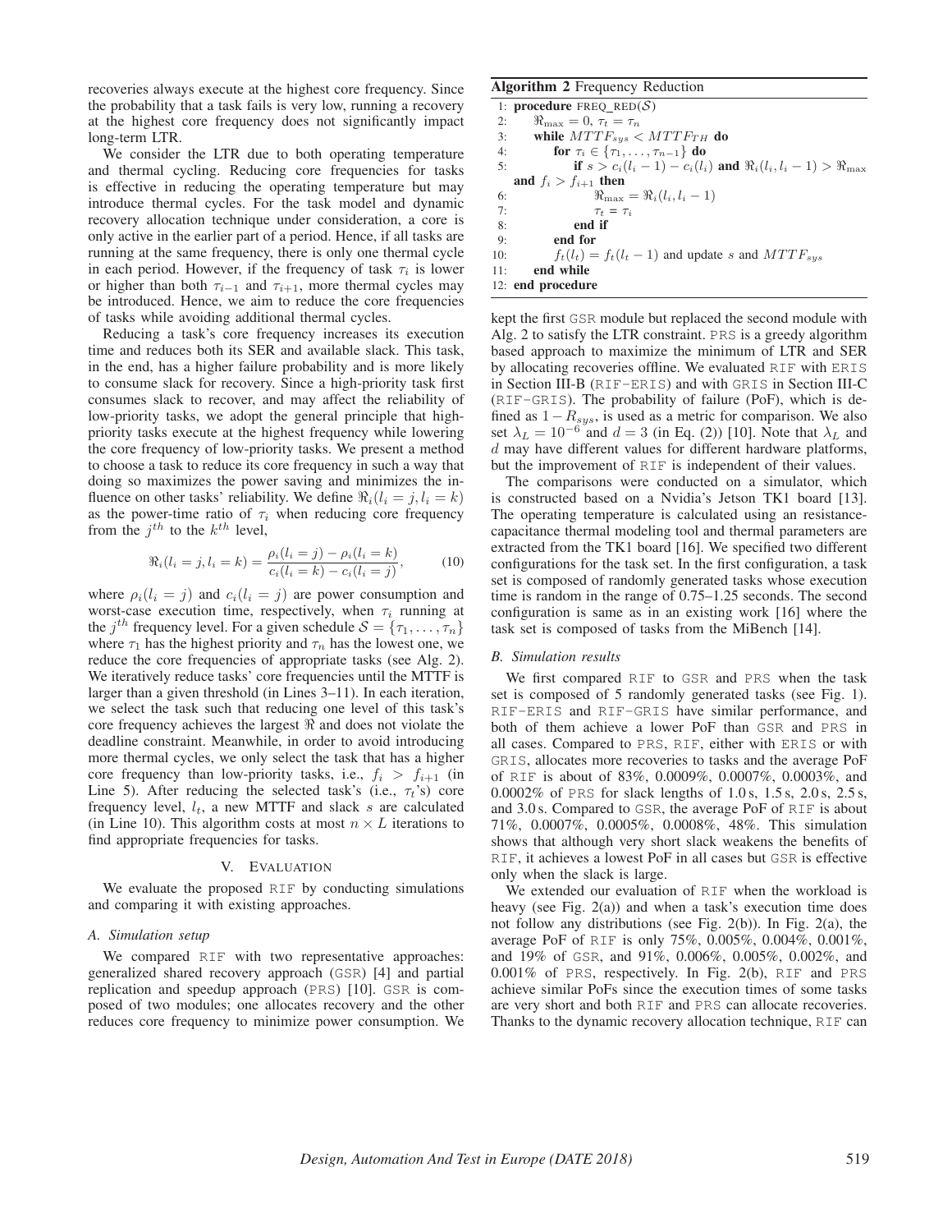recoveries always execute at the highest core frequency. Since the probability that a task fails is very low, running a recovery at the highest core frequency does not significantly impact long-term LTR.

We consider the LTR due to both operating temperature and thermal cycling. Reducing core frequencies for tasks is effective in reducing the operating temperature but may introduce thermal cycles. For the task model and dynamic recovery allocation technique under consideration, a core is only active in the earlier part of a period. Hence, if all tasks are running at the same frequency, there is only one thermal cycle in each period. However, if the frequency of task $\tau_i$ is lower or higher than both $\tau_{i-1}$ and $\tau_{i+1}$, more thermal cycles may be introduced. Hence, we aim to reduce the core frequencies of tasks while avoiding additional thermal cycles.

Reducing a task's core frequency increases its execution time and reduces both its SER and available slack. This task, in the end, has a higher failure probability and is more likely to consume slack for recovery. Since a high-priority task first consumes slack to recover, and may affect the reliability of low-priority tasks, we adopt the general principle that high-priority tasks execute at the highest frequency while lowering the core frequency of low-priority tasks. We present a method to choose a task to reduce its core frequency in such a way that doing so maximizes the power saving and minimizes the influence on other tasks' reliability. We define $\Re_i(l_i = j, l_i = k)$ as the power-time ratio of $\tau_i$ when reducing core frequency from the $j^{th}$ to the $k^{th}$ level,

$$\Re_i(l_i = j, l_i = k) = \frac{\rho_i(l_i = j) - \rho_i(l_i = k)}{c_i(l_i = k) - c_i(l_i = j)}, \tag{10}$$

where $\rho_i(l_i = j)$ and $c_i(l_i = j)$ are power consumption and worst-case execution time, respectively, when $\tau_i$ running at the $j^{th}$ frequency level. For a given schedule $\mathcal{S} = \{\tau_1, \ldots, \tau_n\}$ where $\tau_1$ has the highest priority and $\tau_n$ has the lowest one, we reduce the core frequencies of appropriate tasks (see Alg. 2). We iteratively reduce tasks' core frequencies until the MTTF is larger than a given threshold (in Lines 3–11). In each iteration, we select the task such that reducing one level of this task's core frequency achieves the largest $\Re$ and does not violate the deadline constraint. Meanwhile, in order to avoid introducing more thermal cycles, we only select the task that has a higher core frequency than low-priority tasks, i.e., $f_i > f_{i+1}$ (in Line 5). After reducing the selected task's (i.e., $\tau_t$'s) core frequency level, $l_t$, a new MTTF and slack $s$ are calculated (in Line 10). This algorithm costs at most $n \times L$ iterations to find appropriate frequencies for tasks.

**Algorithm 2** Frequency Reduction

```
1:  procedure FREQ_RED(S)
2:      ℜ_max = 0, τ_t = τ_n
3:      while MTTF_sys < MTTF_TH do
4:          for τ_i ∈ {τ_1, ..., τ_{n-1}} do
5:              if s > c_i(l_i − 1) − c_i(l_i) and ℜ_i(l_i, l_i − 1) > ℜ_max
                and f_i > f_{i+1} then
6:                  ℜ_max = ℜ_i(l_i, l_i − 1)
7:                  τ_t = τ_i
8:              end if
9:          end for
10:         f_t(l_t) = f_t(l_t − 1) and update s and MTTF_sys
11:     end while
12: end procedure
```

## V. Evaluation

We evaluate the proposed RIF by conducting simulations and comparing it with existing approaches.

### A. Simulation setup

We compared RIF with two representative approaches: generalized shared recovery approach (GSR) [4] and partial replication and speedup approach (PRS) [10]. GSR is composed of two modules; one allocates recovery and the other reduces core frequency to minimize power consumption. We kept the first GSR module but replaced the second module with Alg. 2 to satisfy the LTR constraint. PRS is a greedy algorithm based approach to maximize the minimum of LTR and SER by allocating recoveries offline. We evaluated RIF with ERIS in Section III-B (RIF-ERIS) and with GRIS in Section III-C (RIF-GRIS). The probability of failure (PoF), which is defined as $1 - R_{sys}$, is used as a metric for comparison. We also set $\lambda_L = 10^{-6}$ and $d = 3$ (in Eq. (2)) [10]. Note that $\lambda_L$ and $d$ may have different values for different hardware platforms, but the improvement of RIF is independent of their values.

The comparisons were conducted on a simulator, which is constructed based on a Nvidia's Jetson TK1 board [13]. The operating temperature is calculated using an resistance-capacitance thermal modeling tool and thermal parameters are extracted from the TK1 board [16]. We specified two different configurations for the task set. In the first configuration, a task set is composed of randomly generated tasks whose execution time is random in the range of 0.75–1.25 seconds. The second configuration is same as in an existing work [16] where the task set is composed of tasks from the MiBench [14].

### B. Simulation results

We first compared RIF to GSR and PRS when the task set is composed of 5 randomly generated tasks (see Fig. 1). RIF-ERIS and RIF-GRIS have similar performance, and both of them achieve a lower PoF than GSR and PRS in all cases. Compared to PRS, RIF, either with ERIS or with GRIS, allocates more recoveries to tasks and the average PoF of RIF is about of 83%, 0.0009%, 0.0007%, 0.0003%, and 0.0002% of PRS for slack lengths of 1.0 s, 1.5 s, 2.0 s, 2.5 s, and 3.0 s. Compared to GSR, the average PoF of RIF is about 71%, 0.0007%, 0.0005%, 0.0008%, 48%. This simulation shows that although very short slack weakens the benefits of RIF, it achieves a lowest PoF in all cases but GSR is effective only when the slack is large.

We extended our evaluation of RIF when the workload is heavy (see Fig. 2(a)) and when a task's execution time does not follow any distributions (see Fig. 2(b)). In Fig. 2(a), the average PoF of RIF is only 75%, 0.005%, 0.004%, 0.001%, and 19% of GSR, and 91%, 0.006%, 0.005%, 0.002%, and 0.001% of PRS, respectively. In Fig. 2(b), RIF and PRS achieve similar PoFs since the execution times of some tasks are very short and both RIF and PRS can allocate recoveries. Thanks to the dynamic recovery allocation technique, RIF can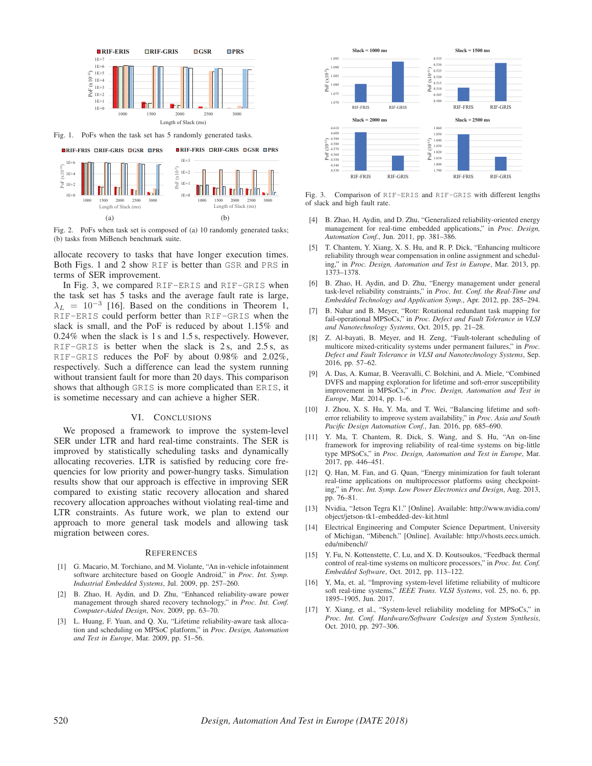RIF-ERIS RIF-GRIS GSR PRS

1E+7
1E+6
1E+5
1E+4
1E+3
1E+2
1E+1
1E+0

PoF (x10^-11)

1000 1500 2000 2500 3000

Length of Slack (ms)

Fig. 1. PoFs when the task set has 5 randomly generated tasks.

RIF-FRIS RIF-GRIS GSR PRS

1E+6
1E+4
1E+2
1E+0

PoF (x10^-10)

1000 1500 2000 2500 3000

Length of Slack (ms)

(a)

RIF-FRIS RIF-GRIS GSR PRS

1E+3
1E+2
1E+1
1E+0

PoF (x10^-5)

1000 1500 2000 2500 3000

Length of Slack (ms)

(b)

Fig. 2. PoFs when task set is composed of (a) 10 randomly generated tasks; (b) tasks from MiBench benchmark suite.

allocate recovery to tasks that have longer execution times. Both Figs. 1 and 2 show RIF is better than GSR and PRS in terms of SER improvement.

In Fig. 3, we compared RIF-ERIS and RIF-GRIS when the task set has 5 tasks and the average fault rate is large, $\lambda_L = 10^{-3}$ [16]. Based on the conditions in Theorem 1, RIF-ERIS could perform better than RIF-GRIS when the slack is small, and the PoF is reduced by about 1.15% and 0.24% when the slack is 1 s and 1.5 s, respectively. However, RIF-GRIS is better when the slack is 2 s, and 2.5 s, as RIF-GRIS reduces the PoF by about 0.98% and 2.02%, respectively. Such a difference can lead the system running without transient fault for more than 20 days. This comparison shows that although GRIS is more complicated than ERIS, it is sometime necessary and can achieve a higher SER.

Slack = 1000 ms

1.095
1.090
1.085
1.080
1.075
1.070

PoF (x10^-5)

RIF-FRIS RIF-GRIS

Slack = 1500 ms

8.535
8.530
8.525
8.520
8.515
8.510
8.505
8.500

PoF (x10^-11)

RIF-FRIS RIF-GRIS

Slack = 2000 ms

4.610
4.600
4.590
4.580
4.570
4.560
4.550
4.540
4.530

PoF (10^-11)

RIF-FRIS RIF-GRIS

Slack = 2500 ms

1.860
1.850
1.840
1.830
1.820
1.810
1.800
1.790

PoF (10^-11)

RIF-FRIS RIF-GRIS

Fig. 3. Comparison of RIF-ERIS and RIF-GRIS with different lengths of slack and high fault rate.

## VI. Conclusions

We proposed a framework to improve the system-level SER under LTR and hard real-time constraints. The SER is improved by statistically scheduling tasks and dynamically allocating recoveries. LTR is satisfied by reducing core frequencies for low priority and power-hungry tasks. Simulation results show that our approach is effective in improving SER compared to existing static recovery allocation and shared recovery allocation approaches without violating real-time and LTR constraints. As future work, we plan to extend our approach to more general task models and allowing task migration between cores.

## References

[1] G. Macario, M. Torchiano, and M. Violante, "An in-vehicle infotainment software architecture based on Google Android," in *Proc. Int. Symp. Industrial Embedded Systems*, Jul. 2009, pp. 257–260.

[2] B. Zhao, H. Aydin, and D. Zhu, "Enhanced reliability-aware power management through shared recovery technology," in *Proc. Int. Conf. Computer-Aided Design*, Nov. 2009, pp. 63–70.

[3] L. Huang, F. Yuan, and Q. Xu, "Lifetime reliability-aware task allocation and scheduling on MPSoC platform," in *Proc. Design, Automation and Test in Europe*, Mar. 2009, pp. 51–56.

[4] B. Zhao, H. Aydin, and D. Zhu, "Generalized reliability-oriented energy management for real-time embedded applications," in *Proc. Design, Automation Conf.*, Jun. 2011, pp. 381–386.

[5] T. Chantem, Y. Xiang, X. S. Hu, and R. P. Dick, "Enhancing multicore reliability through wear compensation in online assignment and scheduling," in *Proc. Design, Automation and Test in Europe*, Mar. 2013, pp. 1373–1378.

[6] B. Zhao, H. Aydin, and D. Zhu, "Energy management under general task-level reliability constraints," in *Proc. Int. Conf. the Real-Time and Embedded Technology and Application Symp.*, Apr. 2012, pp. 285–294.

[7] B. Nahar and B. Meyer, "Rotr: Rotational redundant task mapping for fail-operational MPSoCs," in *Proc. Defect and Fault Tolerance in VLSI and Nanotechnology Systems*, Oct. 2015, pp. 21–28.

[8] Z. Al-bayati, B. Meyer, and H. Zeng, "Fault-tolerant scheduling of multicore mixed-criticality systems under permanent failures," in *Proc. Defect and Fault Tolerance in VLSI and Nanotechnology Systems*, Sep. 2016, pp. 57–62.

[9] A. Das, A. Kumar, B. Veeravalli, C. Bolchini, and A. Miele, "Combined DVFS and mapping exploration for lifetime and soft-error susceptibility improvement in MPSoCs," in *Proc. Design, Automation and Test in Europe*, Mar. 2014, pp. 1–6.

[10] J. Zhou, X. S. Hu, Y. Ma, and T. Wei, "Balancing lifetime and soft-error reliability to improve system availability," in *Proc. Asia and South Pacific Design Automation Conf.*, Jan. 2016, pp. 685–690.

[11] Y. Ma, T. Chantem, R. Dick, S. Wang, and S. Hu, "An on-line framework for improving reliability of real-time systems on big-little type MPSoCs," in *Proc. Design, Automation and Test in Europe*, Mar. 2017, pp. 446–451.

[12] Q. Han, M. Fan, and G. Quan, "Energy minimization for fault tolerant real-time applications on multiprocessor platforms using checkpointing," in *Proc. Int. Symp. Low Power Electronics and Design*, Aug. 2013, pp. 76–81.

[13] Nvidia, "Jetson Tegra K1." [Online]. Available: http://www.nvidia.com/object/jetson-tk1-embedded-dev-kit.html

[14] Electrical Engineering and Computer Science Department, University of Michigan, "Mibench." [Online]. Available: http://vhosts.eecs.umich.edu/mibench//

[15] Y. Fu, N. Kottenstette, C. Lu, and X. D. Koutsoukos, "Feedback thermal control of real-time systems on multicore processors," in *Proc. Int. Conf. Embedded Software*, Oct. 2012, pp. 113–122.

[16] Y, Ma, et. al, "Improving system-level lifetime reliability of multicore soft real-time systems," *IEEE Trans. VLSI Systems*, vol. 25, no. 6, pp. 1895–1905, Jun. 2017.

[17] Y. Xiang, et al., "System-level reliability modeling for MPSoCs," in *Proc. Int. Conf. Hardware/Software Codesign and System Synthesis*, Oct. 2010, pp. 297–306.